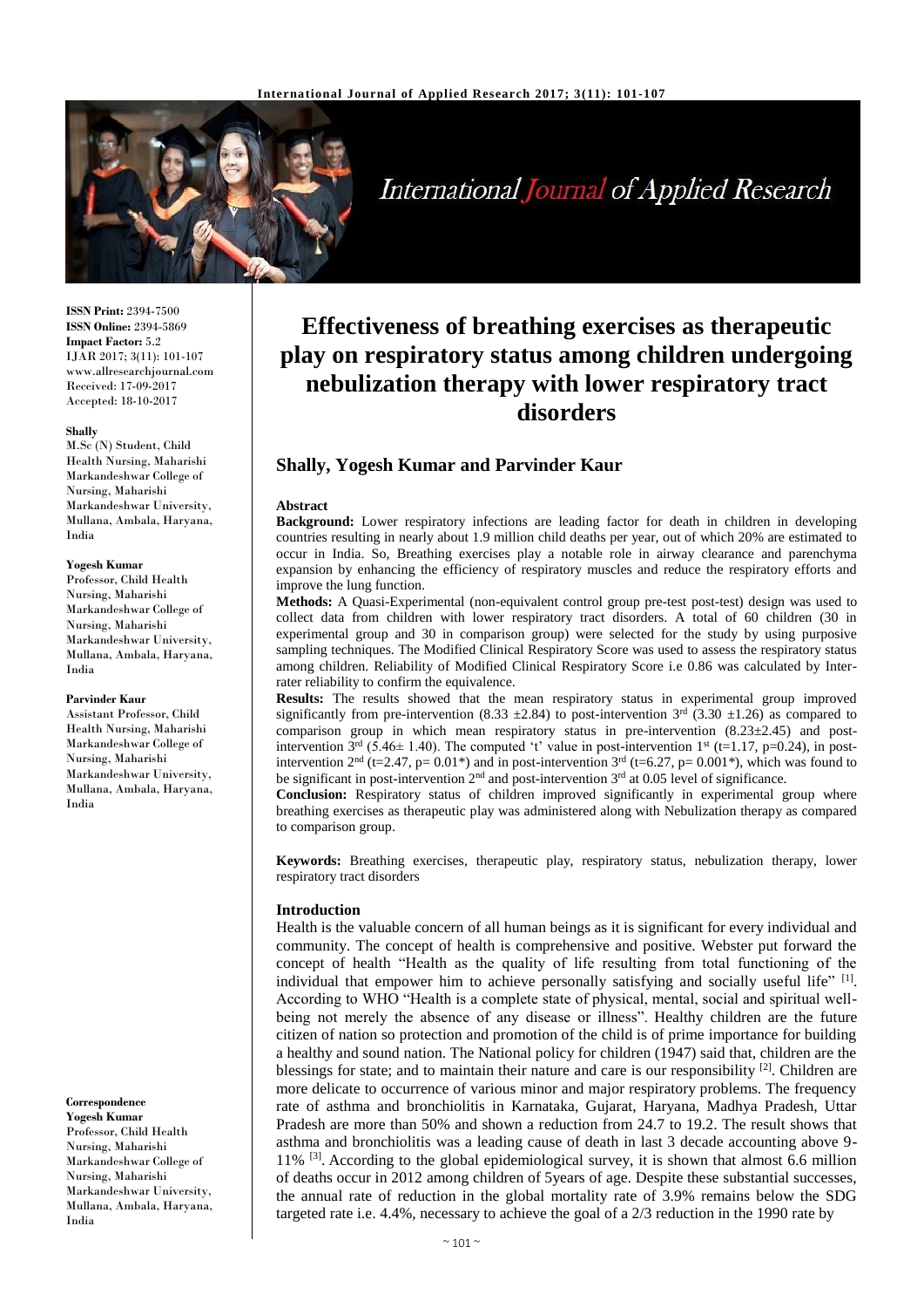ISSN Print: 2394-7500
ISSN Online: 2394-5869
Impact Factor: 5.2
IJAR 2017; 3(11): 101-107
www.allresearchjournal.com
Received: 17-09-2017
Accepted: 18-10-2017

**Shally**
M.Sc (N) Student, Child Health Nursing, Maharishi Markandeshwar College of Nursing, Maharishi Markandeshwar University, Mullana, Ambala, Haryana, India

**Yogesh Kumar**
Professor, Child Health Nursing, Maharishi Markandeshwar College of Nursing, Maharishi Markandeshwar University, Mullana, Ambala, Haryana, India

**Parvinder Kaur**
Assistant Professor, Child Health Nursing, Maharishi Markandeshwar College of Nursing, Maharishi Markandeshwar University, Mullana, Ambala, Haryana, India

**Correspondence**
**Yogesh Kumar**
Professor, Child Health Nursing, Maharishi Markandeshwar College of Nursing, Maharishi Markandeshwar University, Mullana, Ambala, Haryana, India

# Effectiveness of breathing exercises as therapeutic play on respiratory status among children undergoing nebulization therapy with lower respiratory tract disorders

## Shally, Yogesh Kumar and Parvinder Kaur

### Abstract

**Background:** Lower respiratory infections are leading factor for death in children in developing countries resulting in nearly about 1.9 million child deaths per year, out of which 20% are estimated to occur in India. So, Breathing exercises play a notable role in airway clearance and parenchyma expansion by enhancing the efficiency of respiratory muscles and reduce the respiratory efforts and improve the lung function.

**Methods:** A Quasi-Experimental (non-equivalent control group pre-test post-test) design was used to collect data from children with lower respiratory tract disorders. A total of 60 children (30 in experimental group and 30 in comparison group) were selected for the study by using purposive sampling techniques. The Modified Clinical Respiratory Score was used to assess the respiratory status among children. Reliability of Modified Clinical Respiratory Score i.e 0.86 was calculated by Inter-rater reliability to confirm the equivalence.

**Results:** The results showed that the mean respiratory status in experimental group improved significantly from pre-intervention (8.33 ±2.84) to post-intervention 3rd (3.30 ±1.26) as compared to comparison group in which mean respiratory status in pre-intervention (8.23±2.45) and post-intervention 3rd (5.46± 1.40). The computed 't' value in post-intervention 1st (t=1.17, p=0.24), in post-intervention 2nd (t=2.47, p= 0.01*) and in post-intervention 3rd (t=6.27, p= 0.001*), which was found to be significant in post-intervention 2nd and post-intervention 3rd at 0.05 level of significance.

**Conclusion:** Respiratory status of children improved significantly in experimental group where breathing exercises as therapeutic play was administered along with Nebulization therapy as compared to comparison group.

**Keywords:** Breathing exercises, therapeutic play, respiratory status, nebulization therapy, lower respiratory tract disorders

### Introduction

Health is the valuable concern of all human beings as it is significant for every individual and community. The concept of health is comprehensive and positive. Webster put forward the concept of health "Health as the quality of life resulting from total functioning of the individual that empower him to achieve personally satisfying and socially useful life" [1]. According to WHO "Health is a complete state of physical, mental, social and spiritual well-being not merely the absence of any disease or illness". Healthy children are the future citizen of nation so protection and promotion of the child is of prime importance for building a healthy and sound nation. The National policy for children (1947) said that, children are the blessings for state; and to maintain their nature and care is our responsibility [2]. Children are more delicate to occurrence of various minor and major respiratory problems. The frequency rate of asthma and bronchiolitis in Karnataka, Gujarat, Haryana, Madhya Pradesh, Uttar Pradesh are more than 50% and shown a reduction from 24.7 to 19.2. The result shows that asthma and bronchiolitis was a leading cause of death in last 3 decade accounting above 9-11% [3]. According to the global epidemiological survey, it is shown that almost 6.6 million of deaths occur in 2012 among children of 5years of age. Despite these substantial successes, the annual rate of reduction in the global mortality rate of 3.9% remains below the SDG targeted rate i.e. 4.4%, necessary to achieve the goal of a 2/3 reduction in the 1990 rate by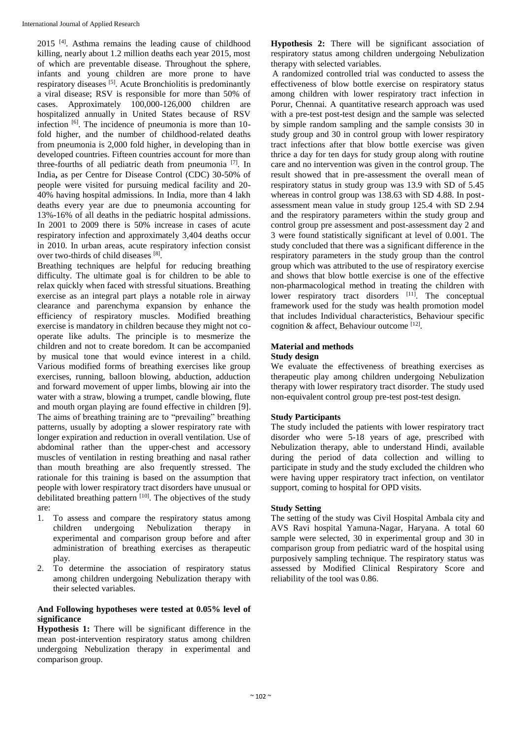2015 [4]. Asthma remains the leading cause of childhood killing, nearly about 1.2 million deaths each year 2015, most of which are preventable disease. Throughout the sphere, infants and young children are more prone to have respiratory diseases [5]. Acute Bronchiolitis is predominantly a viral disease; RSV is responsible for more than 50% of cases. Approximately 100,000-126,000 children are hospitalized annually in United States because of RSV infection [6]. The incidence of pneumonia is more than 10-fold higher, and the number of childhood-related deaths from pneumonia is 2,000 fold higher, in developing than in developed countries. Fifteen countries account for more than three-fourths of all pediatric death from pneumonia [7]. In India**,** as per Centre for Disease Control (CDC) 30-50% of people were visited for pursuing medical facility and 20-40% having hospital admissions. In India, more than 4 lakh deaths every year are due to pneumonia accounting for 13%-16% of all deaths in the pediatric hospital admissions. In 2001 to 2009 there is 50% increase in cases of acute respiratory infection and approximately 3,404 deaths occur in 2010. In urban areas, acute respiratory infection consist over two-thirds of child diseases [8].

Breathing techniques are helpful for reducing breathing difficulty. The ultimate goal is for children to be able to relax quickly when faced with stressful situations. Breathing exercise as an integral part plays a notable role in airway clearance and parenchyma expansion by enhance the efficiency of respiratory muscles. Modified breathing exercise is mandatory in children because they might not co-operate like adults. The principle is to mesmerize the children and not to create boredom. It can be accompanied by musical tone that would evince interest in a child. Various modified forms of breathing exercises like group exercises, running, balloon blowing, abduction, adduction and forward movement of upper limbs, blowing air into the water with a straw, blowing a trumpet, candle blowing, flute and mouth organ playing are found effective in children [9]. The aims of breathing training are to "prevailing" breathing patterns, usually by adopting a slower respiratory rate with longer expiration and reduction in overall ventilation. Use of abdominal rather than the upper-chest and accessory muscles of ventilation in resting breathing and nasal rather than mouth breathing are also frequently stressed. The rationale for this training is based on the assumption that people with lower respiratory tract disorders have unusual or debilitated breathing pattern [10]. The objectives of the study are:

1. To assess and compare the respiratory status among children undergoing Nebulization therapy in experimental and comparison group before and after administration of breathing exercises as therapeutic play.
2. To determine the association of respiratory status among children undergoing Nebulization therapy with their selected variables.

**And Following hypotheses were tested at 0.05% level of significance**

**Hypothesis 1:** There will be significant difference in the mean post-intervention respiratory status among children undergoing Nebulization therapy in experimental and comparison group.

**Hypothesis 2:** There will be significant association of respiratory status among children undergoing Nebulization therapy with selected variables.

A randomized controlled trial was conducted to assess the effectiveness of blow bottle exercise on respiratory status among children with lower respiratory tract infection in Porur, Chennai. A quantitative research approach was used with a pre-test post-test design and the sample was selected by simple random sampling and the sample consists 30 in study group and 30 in control group with lower respiratory tract infections after that blow bottle exercise was given thrice a day for ten days for study group along with routine care and no intervention was given in the control group. The result showed that in pre-assessment the overall mean of respiratory status in study group was 13.9 with SD of 5.45 whereas in control group was 138.63 with SD 4.88. In post-assessment mean value in study group 125.4 with SD 2.94 and the respiratory parameters within the study group and control group pre assessment and post-assessment day 2 and 3 were found statistically significant at level of 0.001. The study concluded that there was a significant difference in the respiratory parameters in the study group than the control group which was attributed to the use of respiratory exercise and shows that blow bottle exercise is one of the effective non-pharmacological method in treating the children with lower respiratory tract disorders [11]. The conceptual framework used for the study was health promotion model that includes Individual characteristics, Behaviour specific cognition & affect, Behaviour outcome [12].

## Material and methods

### Study design

We evaluate the effectiveness of breathing exercises as therapeutic play among children undergoing Nebulization therapy with lower respiratory tract disorder. The study used non-equivalent control group pre-test post-test design.

### Study Participants

The study included the patients with lower respiratory tract disorder who were 5-18 years of age, prescribed with Nebulization therapy, able to understand Hindi, available during the period of data collection and willing to participate in study and the study excluded the children who were having upper respiratory tract infection, on ventilator support, coming to hospital for OPD visits.

### Study Setting

The setting of the study was Civil Hospital Ambala city and AVS Ravi hospital Yamuna-Nagar, Haryana. A total 60 sample were selected, 30 in experimental group and 30 in comparison group from pediatric ward of the hospital using purposively sampling technique. The respiratory status was assessed by Modified Clinical Respiratory Score and reliability of the tool was 0.86.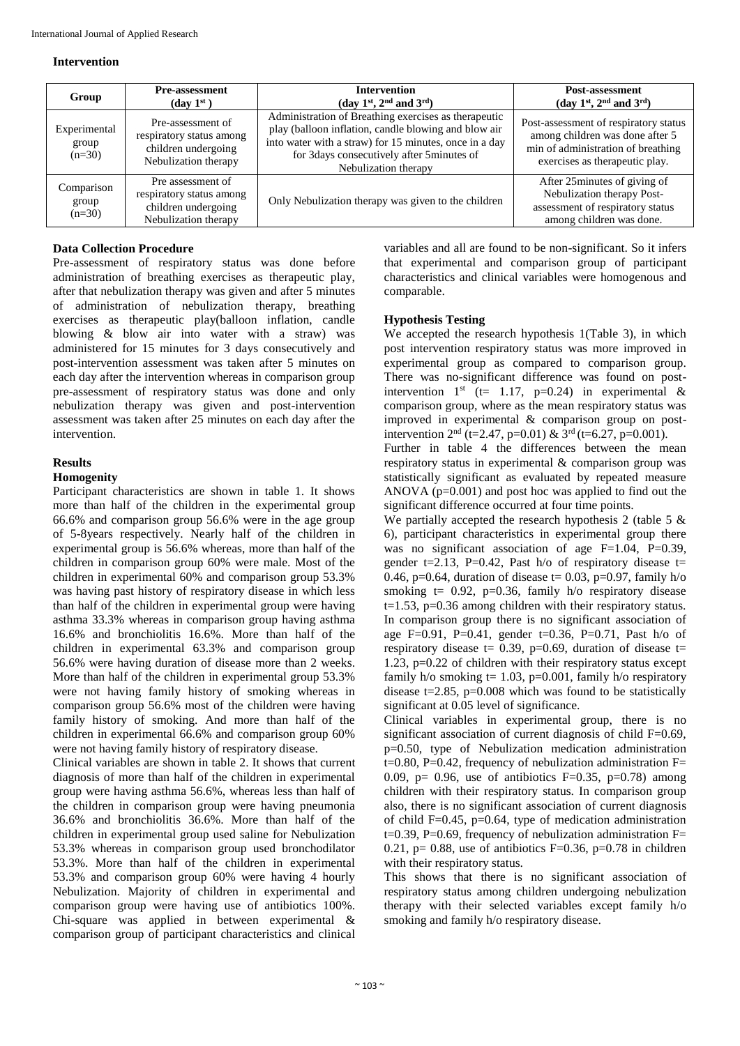**Intervention**

| Group | Pre-assessment (day $1^{st}$ ) | Intervention (day $1^{st}$, $2^{nd}$ and $3^{rd}$) | Post-assessment (day $1^{st}$, $2^{nd}$ and $3^{rd}$) |
|---|---|---|---|
| Experimental group (n=30) | Pre-assessment of respiratory status among children undergoing Nebulization therapy | Administration of Breathing exercises as therapeutic play (balloon inflation, candle blowing and blow air into water with a straw) for 15 minutes, once in a day for 3days consecutively after 5minutes of Nebulization therapy | Post-assessment of respiratory status among children was done after 5 min of administration of breathing exercises as therapeutic play. |
| Comparison group (n=30) | Pre assessment of respiratory status among children undergoing Nebulization therapy | Only Nebulization therapy was given to the children | After 25minutes of giving of Nebulization therapy Post-assessment of respiratory status among children was done. |

### Data Collection Procedure

Pre-assessment of respiratory status was done before administration of breathing exercises as therapeutic play, after that nebulization therapy was given and after 5 minutes of administration of nebulization therapy, breathing exercises as therapeutic play(balloon inflation, candle blowing & blow air into water with a straw) was administered for 15 minutes for 3 days consecutively and post-intervention assessment was taken after 5 minutes on each day after the intervention whereas in comparison group pre-assessment of respiratory status was done and only nebulization therapy was given and post-intervention assessment was taken after 25 minutes on each day after the intervention.

### Results

#### Homogenity

Participant characteristics are shown in table 1. It shows more than half of the children in the experimental group 66.6% and comparison group 56.6% were in the age group of 5-8years respectively. Nearly half of the children in experimental group is 56.6% whereas, more than half of the children in comparison group 60% were male. Most of the children in experimental 60% and comparison group 53.3% was having past history of respiratory disease in which less than half of the children in experimental group were having asthma 33.3% whereas in comparison group having asthma 16.6% and bronchiolitis 16.6%. More than half of the children in experimental 63.3% and comparison group 56.6% were having duration of disease more than 2 weeks. More than half of the children in experimental group 53.3% were not having family history of smoking whereas in comparison group 56.6% most of the children were having family history of smoking. And more than half of the children in experimental 66.6% and comparison group 60% were not having family history of respiratory disease.

Clinical variables are shown in table 2. It shows that current diagnosis of more than half of the children in experimental group were having asthma 56.6%, whereas less than half of the children in comparison group were having pneumonia 36.6% and bronchiolitis 36.6%. More than half of the children in experimental group used saline for Nebulization 53.3% whereas in comparison group used bronchodilator 53.3%. More than half of the children in experimental 53.3% and comparison group 60% were having 4 hourly Nebulization. Majority of children in experimental and comparison group were having use of antibiotics 100%. Chi-square was applied in between experimental & comparison group of participant characteristics and clinical variables and all are found to be non-significant. So it infers that experimental and comparison group of participant characteristics and clinical variables were homogenous and comparable.

#### Hypothesis Testing

We accepted the research hypothesis 1(Table 3), in which post intervention respiratory status was more improved in experimental group as compared to comparison group. There was no-significant difference was found on post-intervention $1^{st}$ (t= 1.17, p=0.24) in experimental & comparison group, where as the mean respiratory status was improved in experimental & comparison group on post-intervention $2^{nd}$ (t=2.47, p=0.01) & $3^{rd}$ (t=6.27, p=0.001).

Further in table 4 the differences between the mean respiratory status in experimental & comparison group was statistically significant as evaluated by repeated measure ANOVA (p=0.001) and post hoc was applied to find out the significant difference occurred at four time points.

We partially accepted the research hypothesis 2 (table 5 & 6), participant characteristics in experimental group there was no significant association of age F=1.04, P=0.39, gender t=2.13, P=0.42, Past h/o of respiratory disease t= 0.46, p=0.64, duration of disease t= 0.03, p=0.97, family h/o smoking t= 0.92, p=0.36, family h/o respiratory disease t=1.53, p=0.36 among children with their respiratory status. In comparison group there is no significant association of age F=0.91, P=0.41, gender t=0.36, P=0.71, Past h/o of respiratory disease t= 0.39, p=0.69, duration of disease t= 1.23, p=0.22 of children with their respiratory status except family h/o smoking t= 1.03, p=0.001, family h/o respiratory disease t=2.85, p=0.008 which was found to be statistically significant at 0.05 level of significance.

Clinical variables in experimental group, there is no significant association of current diagnosis of child F=0.69, p=0.50, type of Nebulization medication administration t=0.80, P=0.42, frequency of nebulization administration F= 0.09, p= 0.96, use of antibiotics F=0.35, p=0.78) among children with their respiratory status. In comparison group also, there is no significant association of current diagnosis of child F=0.45, p=0.64, type of medication administration t=0.39, P=0.69, frequency of nebulization administration F= 0.21, p= 0.88, use of antibiotics F=0.36, p=0.78 in children with their respiratory status.

This shows that there is no significant association of respiratory status among children undergoing nebulization therapy with their selected variables except family h/o smoking and family h/o respiratory disease.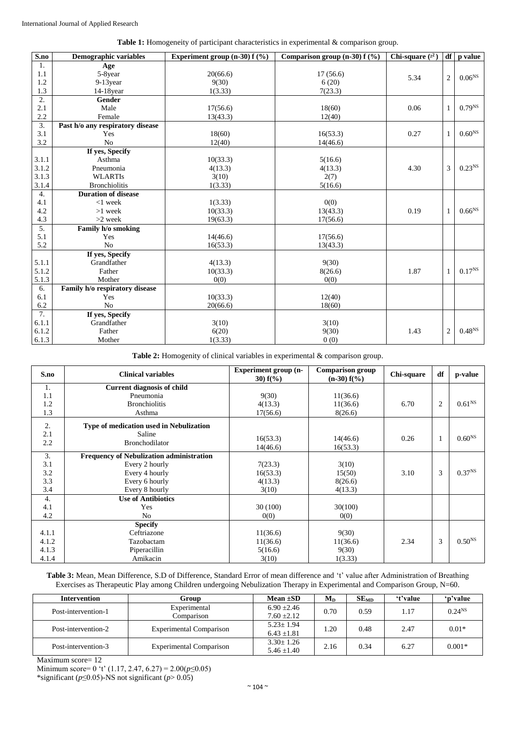**Table 1:** Homogeneity of participant characteristics in experimental & comparison group.

| S.no | Demographic variables | Experiment group (n-30) f (%) | Comparison group (n-30) f (%) | Chi-square ($\chi^2$) | df | p value |
|---|---|---|---|---|---|---|
| 1. | **Age** | | | | | |
| 1.1 | 5-8year | 20(66.6) | 17 (56.6) | 5.34 | 2 | $0.06^{NS}$ |
| 1.2 | 9-13year | 9(30) | 6 (20) | | | |
| 1.3 | 14-18year | 1(3.33) | 7(23.3) | | | |
| 2. | **Gender** | | | | | |
| 2.1 | Male | 17(56.6) | 18(60) | 0.06 | 1 | $0.79^{NS}$ |
| 2.2 | Female | 13(43.3) | 12(40) | | | |
| 3. | **Past h/o any respiratory disease** | | | | | |
| 3.1 | Yes | 18(60) | 16(53.3) | 0.27 | 1 | $0.60^{NS}$ |
| 3.2 | No | 12(40) | 14(46.6) | | | |
| | **If yes, Specify** | | | | | |
| 3.1.1 | Asthma | 10(33.3) | 5(16.6) | 4.30 | 3 | $0.23^{NS}$ |
| 3.1.2 | Pneumonia | 4(13.3) | 4(13.3) | | | |
| 3.1.3 | WLARTIs | 3(10) | 2(7) | | | |
| 3.1.4 | Bronchiolitis | 1(3.33) | 5(16.6) | | | |
| 4. | **Duration of disease** | | | | | |
| 4.1 | <1 week | 1(3.33) | 0(0) | 0.19 | 1 | $0.66^{NS}$ |
| 4.2 | >1 week | 10(33.3) | 13(43.3) | | | |
| 4.3 | >2 week | 19(63.3) | 17(56.6) | | | |
| 5. | **Family h/o smoking** | | | | | |
| 5.1 | Yes | 14(46.6) | 17(56.6) | | | |
| 5.2 | No | 16(53.3) | 13(43.3) | | | |
| | **If yes, Specify** | | | | | |
| 5.1.1 | Grandfather | 4(13.3) | 9(30) | 1.87 | 1 | $0.17^{NS}$ |
| 5.1.2 | Father | 10(33.3) | 8(26.6) | | | |
| 5.1.3 | Mother | 0(0) | 0(0) | | | |
| 6. | **Family h/o respiratory disease** | | | | | |
| 6.1 | Yes | 10(33.3) | 12(40) | | | |
| 6.2 | No | 20(66.6) | 18(60) | | | |
| 7. | **If yes, Specify** | | | | | |
| 6.1.1 | Grandfather | 3(10) | 3(10) | 1.43 | 2 | $0.48^{NS}$ |
| 6.1.2 | Father | 6(20) | 9(30) | | | |
| 6.1.3 | Mother | 1(3.33) | 0 (0) | | | |

**Table 2:** Homogenity of clinical variables in experimental & comparison group.

| S.no | Clinical variables | Experiment group (n-30) f(%) | Comparison group (n-30) f(%) | Chi-square | df | p-value |
|---|---|---|---|---|---|---|
| 1. | **Current diagnosis of child** | | | | | |
| 1.1 | Pneumonia | 9(30) | 11(36.6) | 6.70 | 2 | $0.61^{NS}$ |
| 1.2 | Bronchiolitis | 4(13.3) | 11(36.6) | | | |
| 1.3 | Asthma | 17(56.6) | 8(26.6) | | | |
| 2. | **Type of medication used in Nebulization** | | | | | |
| 2.1 | Saline | 16(53.3) | 14(46.6) | 0.26 | 1 | $0.60^{NS}$ |
| 2.2 | Bronchodilator | 14(46.6) | 16(53.3) | | | |
| 3. | **Frequency of Nebulization administration** | | | | | |
| 3.1 | Every 2 hourly | 7(23.3) | 3(10) | 3.10 | 3 | $0.37^{NS}$ |
| 3.2 | Every 4 hourly | 16(53.3) | 15(50) | | | |
| 3.3 | Every 6 hourly | 4(13.3) | 8(26.6) | | | |
| 3.4 | Every 8 hourly | 3(10) | 4(13.3) | | | |
| 4. | **Use of Antibiotics** | | | | | |
| 4.1 | Yes | 30 (100) | 30(100) | | | |
| 4.2 | No | 0(0) | 0(0) | | | |
| | **Specify** | | | | | |
| 4.1.1 | Ceftriazone | 11(36.6) | 9(30) | 2.34 | 3 | $0.50^{NS}$ |
| 4.1.2 | Tazobactam | 11(36.6) | 11(36.6) | | | |
| 4.1.3 | Piperacillin | 5(16.6) | 9(30) | | | |
| 4.1.4 | Amikacin | 3(10) | 1(3.33) | | | |

**Table 3:** Mean, Mean Difference, S.D of Difference, Standard Error of mean difference and 't' value after Administration of Breathing Exercises as Therapeutic Play among Children undergoing Nebulization Therapy in Experimental and Comparison Group, N=60.

| Intervention | Group | Mean ±SD | $M_D$ | $SE_{MD}$ | 't'value | 'p'value |
|---|---|---|---|---|---|---|
| Post-intervention-1 | Experimental<br>Comparison | 6.90 ±2.46<br>7.60 ±2.12 | 0.70 | 0.59 | 1.17 | $0.24^{NS}$ |
| Post-intervention-2 | Experimental Comparison | 5.23± 1.94<br>6.43 ±1.81 | 1.20 | 0.48 | 2.47 | 0.01* |
| Post-intervention-3 | Experimental Comparison | 3.30± 1.26<br>5.46 ±1.40 | 2.16 | 0.34 | 6.27 | 0.001* |

Maximum score= 12

Minimum score= 0 't' (1.17, 2.47, 6.27) = 2.00($p \leq 0.05$)

*significant ($p \leq 0.05$)-NS not significant ($p > 0.05$)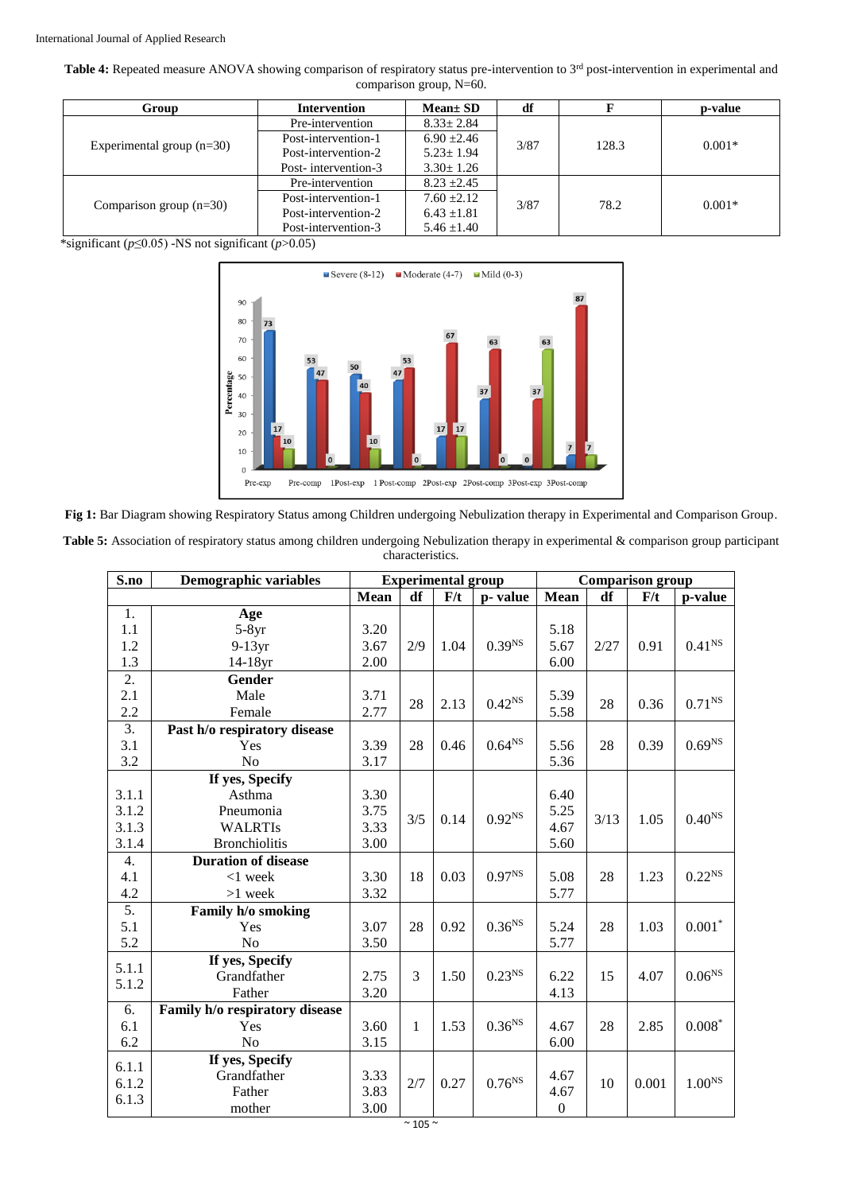**Table 4:** Repeated measure ANOVA showing comparison of respiratory status pre-intervention to 3rd post-intervention in experimental and comparison group, N=60.

| Group | Intervention | Mean± SD | df | F | p-value |
|---|---|---|---|---|---|
| Experimental group (n=30) | Pre-intervention | 8.33± 2.84 | 3/87 | 128.3 | 0.001* |
| | Post-intervention-1 | 6.90 ±2.46 | | | |
| | Post-intervention-2 | 5.23± 1.94 | | | |
| | Post- intervention-3 | 3.30± 1.26 | | | |
| Comparison group (n=30) | Pre-intervention | 8.23 ±2.45 | 3/87 | 78.2 | 0.001* |
| | Post-intervention-1 | 7.60 ±2.12 | | | |
| | Post-intervention-2 | 6.43 ±1.81 | | | |
| | Post-intervention-3 | 5.46 ±1.40 | | | |

*significant ($p \leq 0.05$) -NS not significant ($p > 0.05$)

Severe (8-12) Moderate (4-7) Mild (0-3)

Percentage

90 80 70 60 50 40 30 20 10 0

73 17 10 53 47 0 50 40 10 47 53 0 17 67 17 37 63 0 0 37 63 7 87 7

Pre-exp Pre-comp 1Post-exp 1 Post-comp 2Post-exp 2Post-comp 3Post-exp 3Post-comp

**Fig 1:** Bar Diagram showing Respiratory Status among Children undergoing Nebulization therapy in Experimental and Comparison Group.

**Table 5:** Association of respiratory status among children undergoing Nebulization therapy in experimental & comparison group participant characteristics.

| S.no | Demographic variables | Experimental group | | | | Comparison group | | | |
|---|---|---|---|---|---|---|---|---|---|
| | | Mean | df | F/t | p- value | Mean | df | F/t | p-value |
| 1. | **Age** | | | | | | | | |
| 1.1 | 5-8yr | 3.20 | 2/9 | 1.04 | 0.39[NS] | 5.18 | 2/27 | 0.91 | 0.41[NS] |
| 1.2 | 9-13yr | 3.67 | | | | 5.67 | | | |
| 1.3 | 14-18yr | 2.00 | | | | 6.00 | | | |
| 2. | **Gender** | | | | | | | | |
| 2.1 | Male | 3.71 | 28 | 2.13 | 0.42[NS] | 5.39 | 28 | 0.36 | 0.71[NS] |
| 2.2 | Female | 2.77 | | | | 5.58 | | | |
| 3. | **Past h/o respiratory disease** | | | | | | | | |
| 3.1 | Yes | 3.39 | 28 | 0.46 | 0.64[NS] | 5.56 | 28 | 0.39 | 0.69[NS] |
| 3.2 | No | 3.17 | | | | 5.36 | | | |
| | **If yes, Specify** | | | | | | | | |
| 3.1.1 | Asthma | 3.30 | 3/5 | 0.14 | 0.92[NS] | 6.40 | 3/13 | 1.05 | 0.40[NS] |
| 3.1.2 | Pneumonia | 3.75 | | | | 5.25 | | | |
| 3.1.3 | WALRTIs | 3.33 | | | | 4.67 | | | |
| 3.1.4 | Bronchiolitis | 3.00 | | | | 5.60 | | | |
| 4. | **Duration of disease** | | | | | | | | |
| 4.1 | <1 week | 3.30 | 18 | 0.03 | 0.97[NS] | 5.08 | 28 | 1.23 | 0.22[NS] |
| 4.2 | >1 week | 3.32 | | | | 5.77 | | | |
| 5. | **Family h/o smoking** | | | | | | | | |
| 5.1 | Yes | 3.07 | 28 | 0.92 | 0.36[NS] | 5.24 | 28 | 1.03 | 0.001* |
| 5.2 | No | 3.50 | | | | 5.77 | | | |
| | **If yes, Specify** | | | | | | | | |
| 5.1.1 | Grandfather | 2.75 | 3 | 1.50 | 0.23[NS] | 6.22 | 15 | 4.07 | 0.06[NS] |
| 5.1.2 | Father | 3.20 | | | | 4.13 | | | |
| 6. | **Family h/o respiratory disease** | | | | | | | | |
| 6.1 | Yes | 3.60 | 1 | 1.53 | 0.36[NS] | 4.67 | 28 | 2.85 | 0.008* |
| 6.2 | No | 3.15 | | | | 6.00 | | | |
| | **If yes, Specify** | | | | | | | | |
| 6.1.1 | Grandfather | 3.33 | 2/7 | 0.27 | 0.76[NS] | 4.67 | 10 | 0.001 | 1.00[NS] |
| 6.1.2 | Father | 3.83 | | | | 4.67 | | | |
| 6.1.3 | mother | 3.00 | | | | 0 | | | |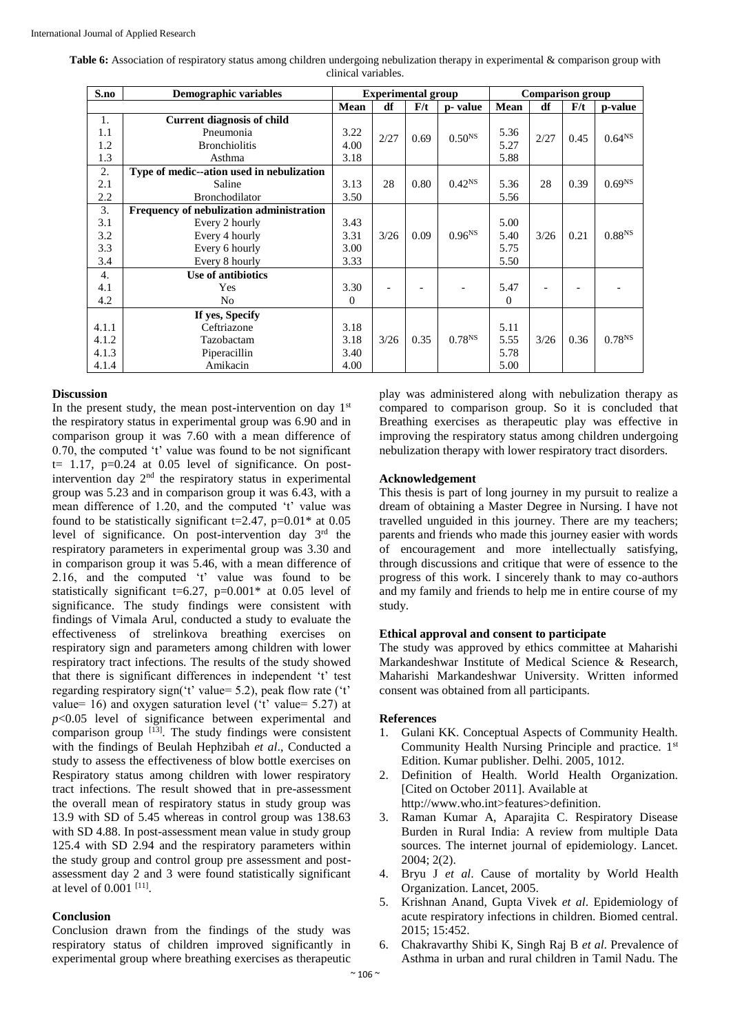**Table 6:** Association of respiratory status among children undergoing nebulization therapy in experimental & comparison group with clinical variables.

| S.no | Demographic variables | Experimental group | | | | Comparison group | | | |
|---|---|---|---|---|---|---|---|---|---|
| | | Mean | df | F/t | p- value | Mean | df | F/t | p-value |
| 1. | **Current diagnosis of child** | | | | | | | | |
| 1.1 | Pneumonia | 3.22 | 2/27 | 0.69 | 0.50[NS] | 5.36 | 2/27 | 0.45 | 0.64[NS] |
| 1.2 | Bronchiolitis | 4.00 | | | | 5.27 | | | |
| 1.3 | Asthma | 3.18 | | | | 5.88 | | | |
| 2. | **Type of medic--ation used in nebulization** | | | | | | | | |
| 2.1 | Saline | 3.13 | 28 | 0.80 | 0.42[NS] | 5.36 | 28 | 0.39 | 0.69[NS] |
| 2.2 | Bronchodilator | 3.50 | | | | 5.56 | | | |
| 3. | **Frequency of nebulization administration** | | | | | | | | |
| 3.1 | Every 2 hourly | 3.43 | 3/26 | 0.09 | 0.96[NS] | 5.00 | 3/26 | 0.21 | 0.88[NS] |
| 3.2 | Every 4 hourly | 3.31 | | | | 5.40 | | | |
| 3.3 | Every 6 hourly | 3.00 | | | | 5.75 | | | |
| 3.4 | Every 8 hourly | 3.33 | | | | 5.50 | | | |
| 4. | **Use of antibiotics** | | | | | | | | |
| 4.1 | Yes | 3.30 | - | - | - | 5.47 | - | - | - |
| 4.2 | No | 0 | | | | 0 | | | |
| | **If yes, Specify** | | | | | | | | |
| 4.1.1 | Ceftriazone | 3.18 | 3/26 | 0.35 | 0.78[NS] | 5.11 | 3/26 | 0.36 | 0.78[NS] |
| 4.1.2 | Tazobactam | 3.18 | | | | 5.55 | | | |
| 4.1.3 | Piperacillin | 3.40 | | | | 5.78 | | | |
| 4.1.4 | Amikacin | 4.00 | | | | 5.00 | | | |

## Discussion

In the present study, the mean post-intervention on day 1[st] the respiratory status in experimental group was 6.90 and in comparison group it was 7.60 with a mean difference of 0.70, the computed 't' value was found to be not significant t= 1.17, p=0.24 at 0.05 level of significance. On post-intervention day 2[nd] the respiratory status in experimental group was 5.23 and in comparison group it was 6.43, with a mean difference of 1.20, and the computed 't' value was found to be statistically significant t=2.47, p=0.01* at 0.05 level of significance. On post-intervention day 3[rd] the respiratory parameters in experimental group was 3.30 and in comparison group it was 5.46, with a mean difference of 2.16, and the computed 't' value was found to be statistically significant t=6.27, p=0.001* at 0.05 level of significance. The study findings were consistent with findings of Vimala Arul, conducted a study to evaluate the effectiveness of strelinkova breathing exercises on respiratory sign and parameters among children with lower respiratory tract infections. The results of the study showed that there is significant differences in independent 't' test regarding respiratory sign('t' value= 5.2), peak flow rate ('t' value= 16) and oxygen saturation level ('t' value= 5.27) at $p<0.05$ level of significance between experimental and comparison group [13]. The study findings were consistent with the findings of Beulah Hephzibah *et al*., Conducted a study to assess the effectiveness of blow bottle exercises on Respiratory status among children with lower respiratory tract infections. The result showed that in pre-assessment the overall mean of respiratory status in study group was 13.9 with SD of 5.45 whereas in control group was 138.63 with SD 4.88. In post-assessment mean value in study group 125.4 with SD 2.94 and the respiratory parameters within the study group and control group pre assessment and post-assessment day 2 and 3 were found statistically significant at level of 0.001 [11].

## Conclusion

Conclusion drawn from the findings of the study was respiratory status of children improved significantly in experimental group where breathing exercises as therapeutic play was administered along with nebulization therapy as compared to comparison group. So it is concluded that Breathing exercises as therapeutic play was effective in improving the respiratory status among children undergoing nebulization therapy with lower respiratory tract disorders.

## Acknowledgement

This thesis is part of long journey in my pursuit to realize a dream of obtaining a Master Degree in Nursing. I have not travelled unguided in this journey. There are my teachers; parents and friends who made this journey easier with words of encouragement and more intellectually satisfying, through discussions and critique that were of essence to the progress of this work. I sincerely thank to may co-authors and my family and friends to help me in entire course of my study.

## Ethical approval and consent to participate

The study was approved by ethics committee at Maharishi Markandeshwar Institute of Medical Science & Research, Maharishi Markandeshwar University. Written informed consent was obtained from all participants.

## References

1. Gulani KK. Conceptual Aspects of Community Health. Community Health Nursing Principle and practice. 1[st] Edition. Kumar publisher. Delhi. 2005, 1012.
2. Definition of Health. World Health Organization. [Cited on October 2011]. Available at http://www.who.int>features>definition.
3. Raman Kumar A, Aparajita C. Respiratory Disease Burden in Rural India: A review from multiple Data sources. The internet journal of epidemiology. Lancet. 2004; 2(2).
4. Bryu J *et al*. Cause of mortality by World Health Organization. Lancet, 2005.
5. Krishnan Anand, Gupta Vivek *et al*. Epidemiology of acute respiratory infections in children. Biomed central. 2015; 15:452.
6. Chakravarthy Shibi K, Singh Raj B *et al*. Prevalence of Asthma in urban and rural children in Tamil Nadu. The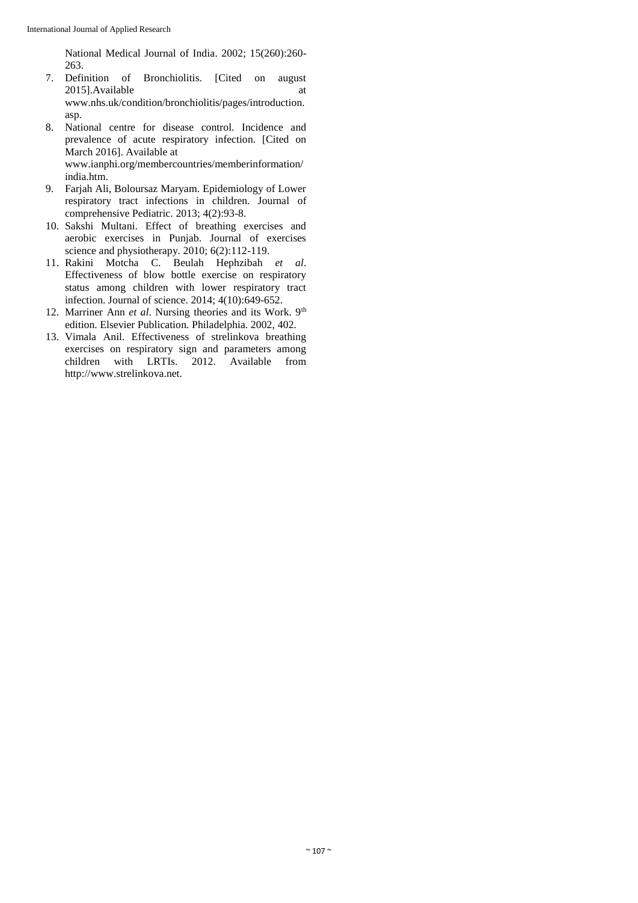National Medical Journal of India. 2002; 15(260):260-263.

7. Definition of Bronchiolitis. [Cited on august 2015].Available at www.nhs.uk/condition/bronchiolitis/pages/introduction.asp.
8. National centre for disease control. Incidence and prevalence of acute respiratory infection. [Cited on March 2016]. Available at www.ianphi.org/membercountries/memberinformation/india.htm.
9. Farjah Ali, Boloursaz Maryam. Epidemiology of Lower respiratory tract infections in children. Journal of comprehensive Pediatric. 2013; 4(2):93-8.
10. Sakshi Multani. Effect of breathing exercises and aerobic exercises in Punjab. Journal of exercises science and physiotherapy. 2010; 6(2):112-119.
11. Rakini Motcha C. Beulah Hephzibah *et al*. Effectiveness of blow bottle exercise on respiratory status among children with lower respiratory tract infection. Journal of science. 2014; 4(10):649-652.
12. Marriner Ann *et al*. Nursing theories and its Work. 9th edition. Elsevier Publication. Philadelphia. 2002, 402.
13. Vimala Anil. Effectiveness of strelinkova breathing exercises on respiratory sign and parameters among children with LRTIs. 2012. Available from http://www.strelinkova.net.